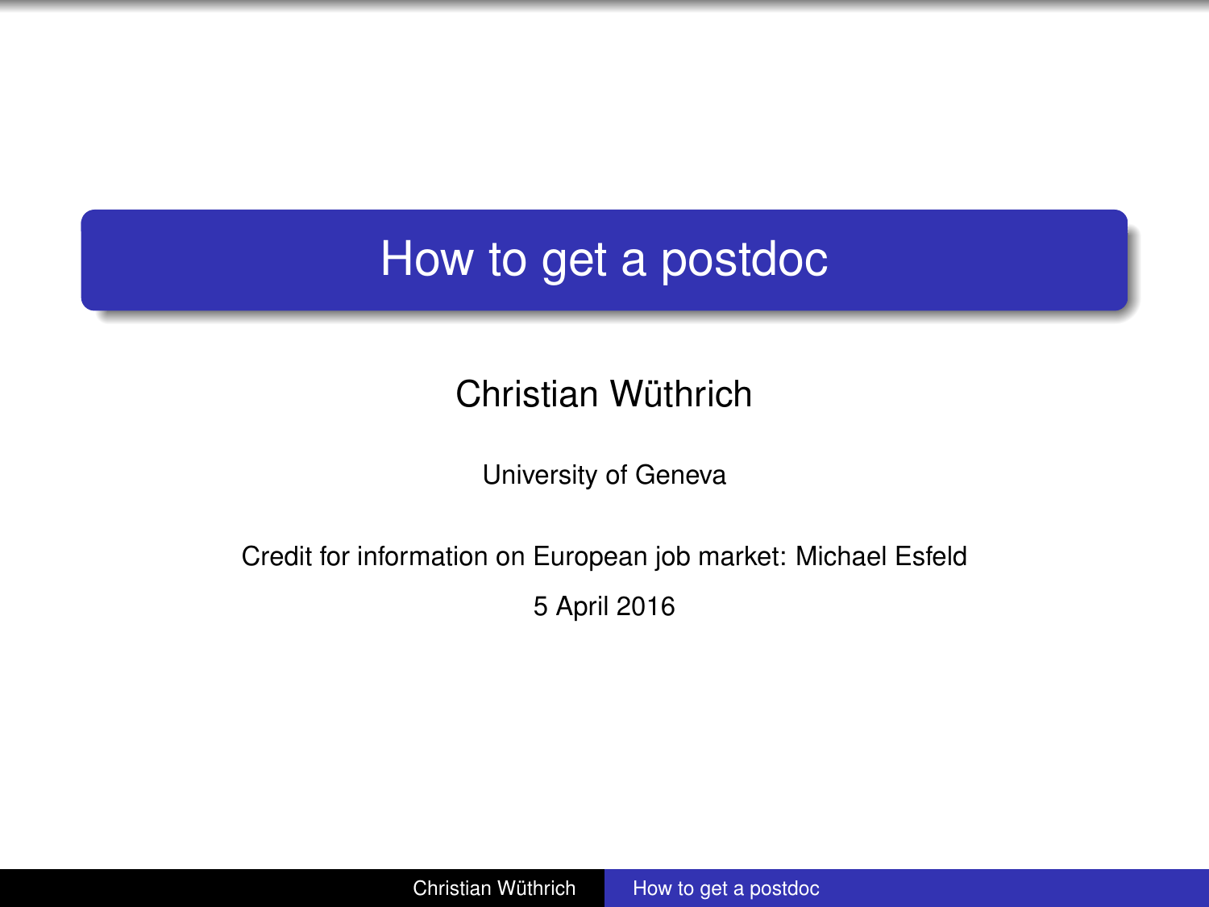# How to get a postdoc

Christian Wüthrich

University of Geneva

Credit for information on European job market: Michael Esfeld

5 April 2016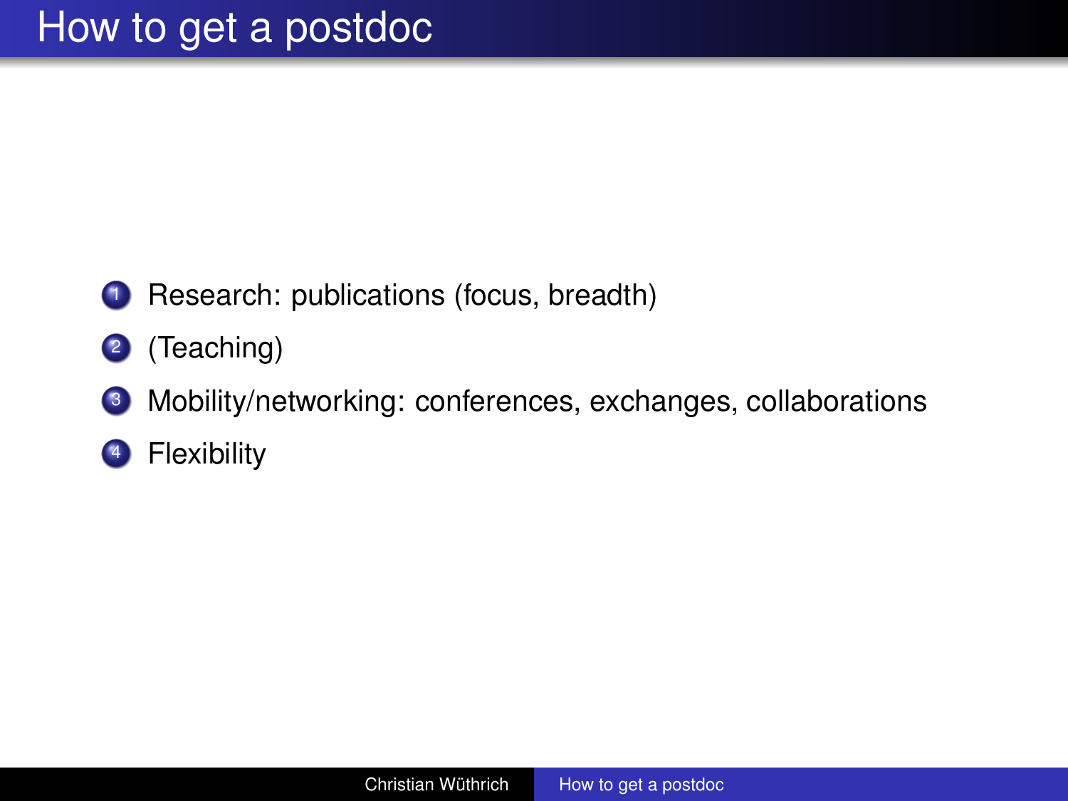# How to get a postdoc

1. Research: publications (focus, breadth)
2. (Teaching)
3. Mobility/networking: conferences, exchanges, collaborations
4. Flexibility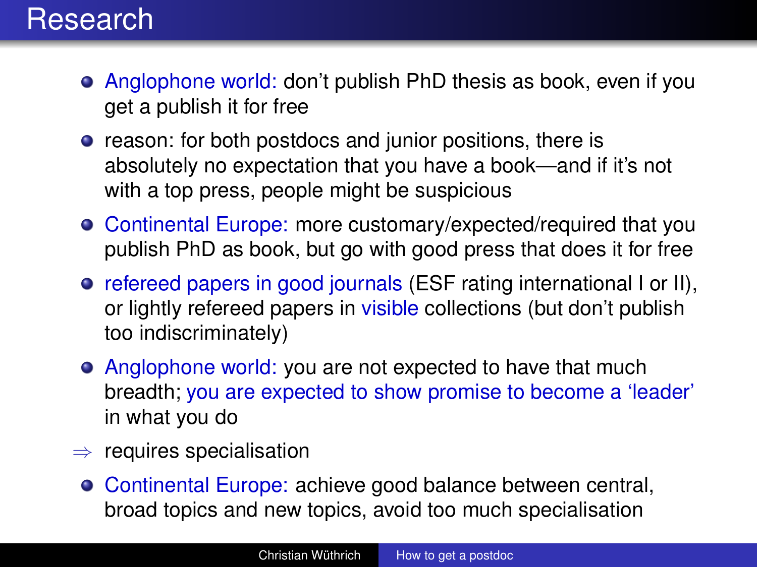# Research

- Anglophone world: don't publish PhD thesis as book, even if you get a publish it for free
- reason: for both postdocs and junior positions, there is absolutely no expectation that you have a book—and if it's not with a top press, people might be suspicious
- Continental Europe: more customary/expected/required that you publish PhD as book, but go with good press that does it for free
- refereed papers in good journals (ESF rating international I or II), or lightly refereed papers in visible collections (but don't publish too indiscriminately)
- Anglophone world: you are not expected to have that much breadth; you are expected to show promise to become a 'leader' in what you do

$\Rightarrow$ requires specialisation

- Continental Europe: achieve good balance between central, broad topics and new topics, avoid too much specialisation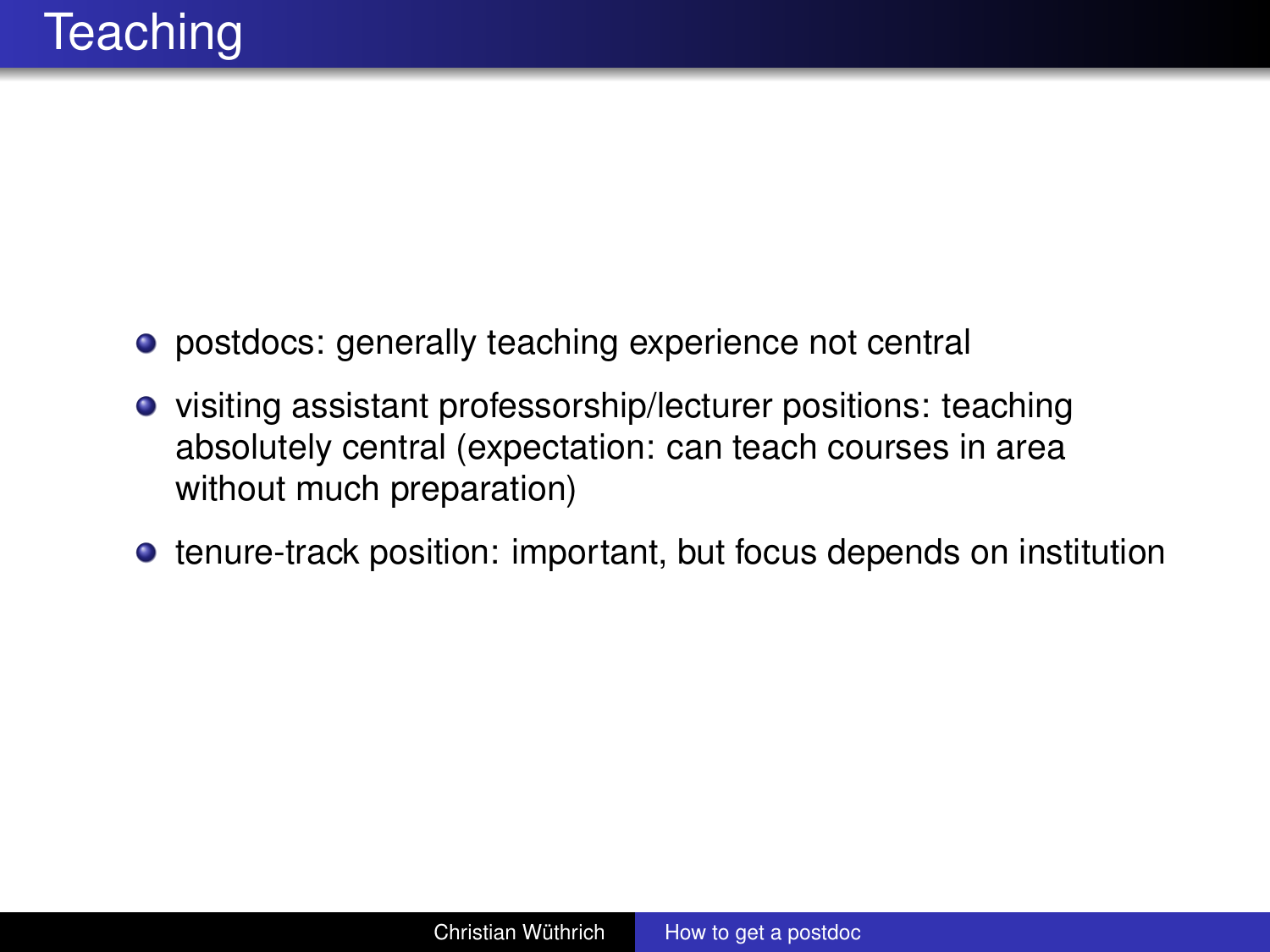# Teaching

- postdocs: generally teaching experience not central
- visiting assistant professorship/lecturer positions: teaching absolutely central (expectation: can teach courses in area without much preparation)
- tenure-track position: important, but focus depends on institution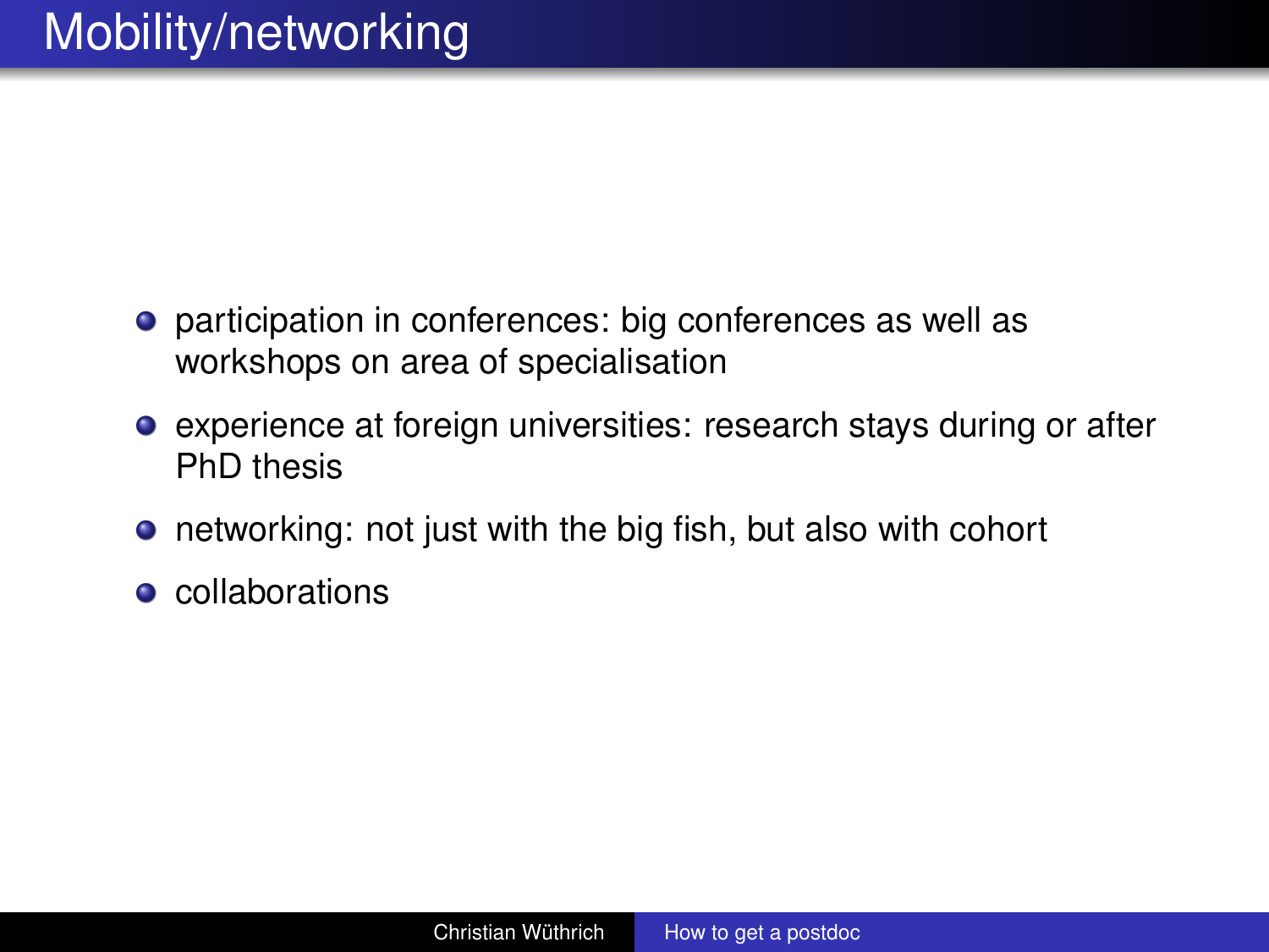# Mobility/networking

- participation in conferences: big conferences as well as workshops on area of specialisation
- experience at foreign universities: research stays during or after PhD thesis
- networking: not just with the big fish, but also with cohort
- collaborations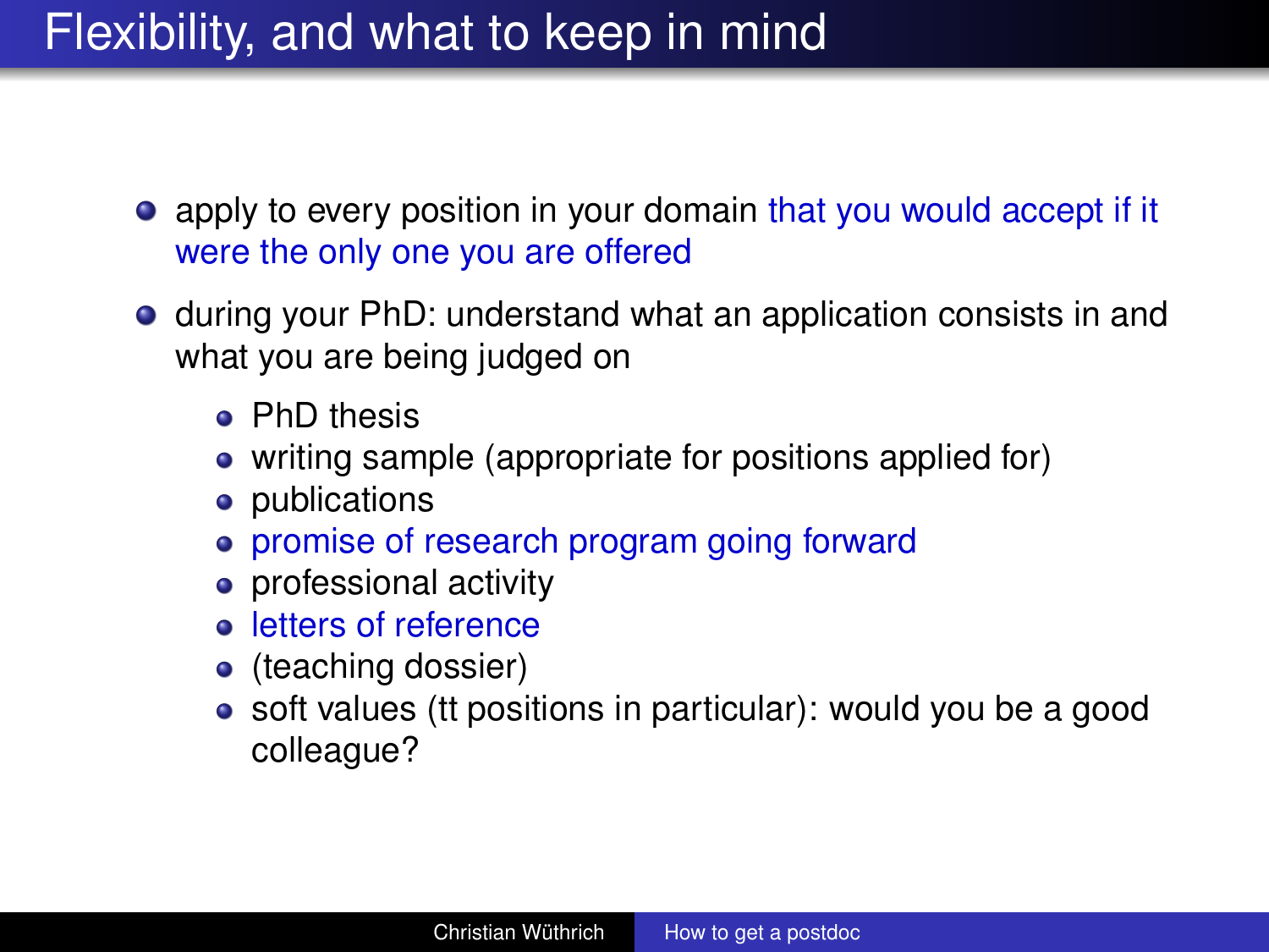# Flexibility, and what to keep in mind

- apply to every position in your domain that you would accept if it were the only one you are offered
- during your PhD: understand what an application consists in and what you are being judged on
  - PhD thesis
  - writing sample (appropriate for positions applied for)
  - publications
  - promise of research program going forward
  - professional activity
  - letters of reference
  - (teaching dossier)
  - soft values (tt positions in particular): would you be a good colleague?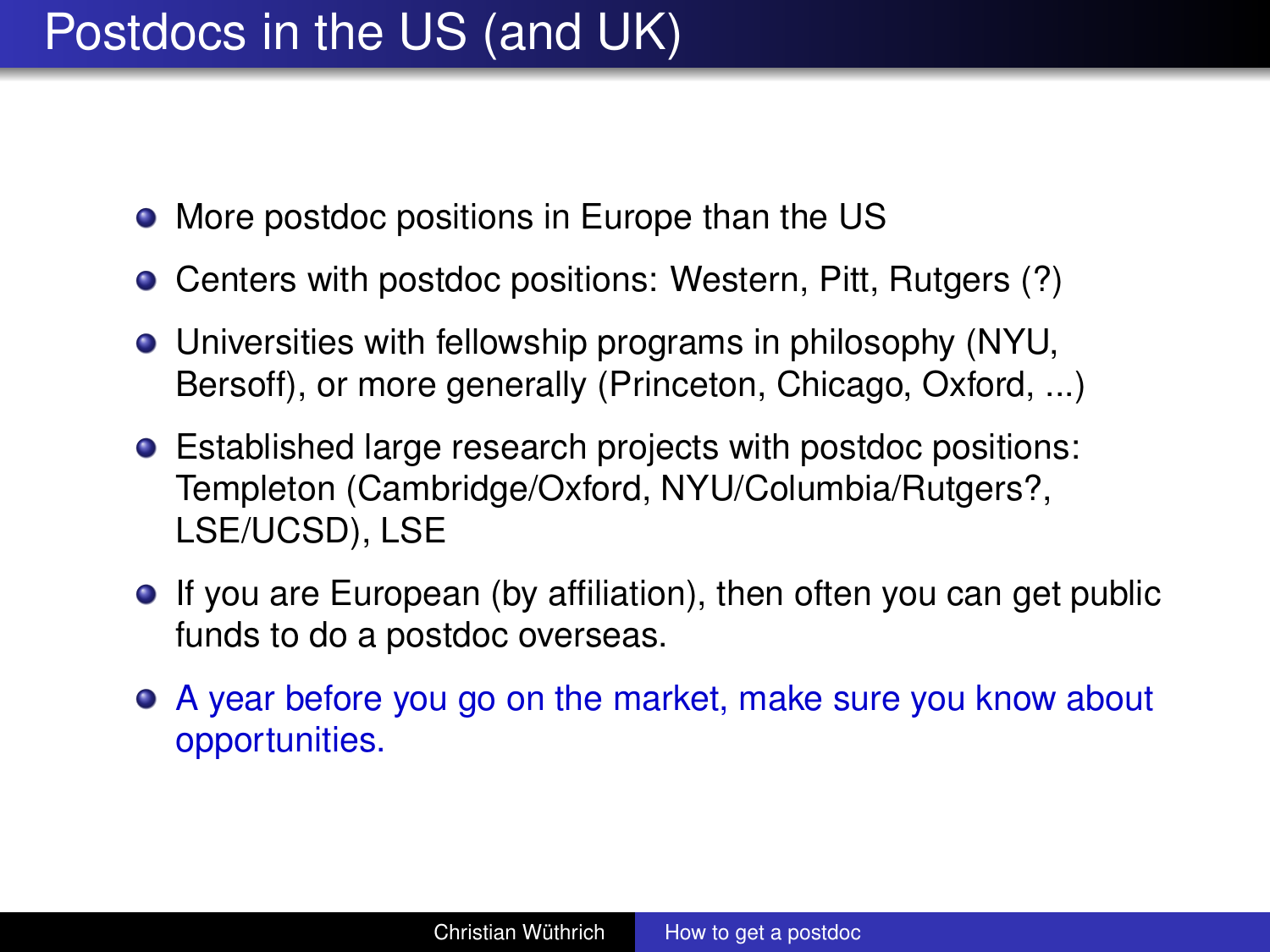# Postdocs in the US (and UK)

- More postdoc positions in Europe than the US
- Centers with postdoc positions: Western, Pitt, Rutgers (?)
- Universities with fellowship programs in philosophy (NYU, Bersoff), or more generally (Princeton, Chicago, Oxford, ...)
- Established large research projects with postdoc positions: Templeton (Cambridge/Oxford, NYU/Columbia/Rutgers?, LSE/UCSD), LSE
- If you are European (by affiliation), then often you can get public funds to do a postdoc overseas.
- A year before you go on the market, make sure you know about opportunities.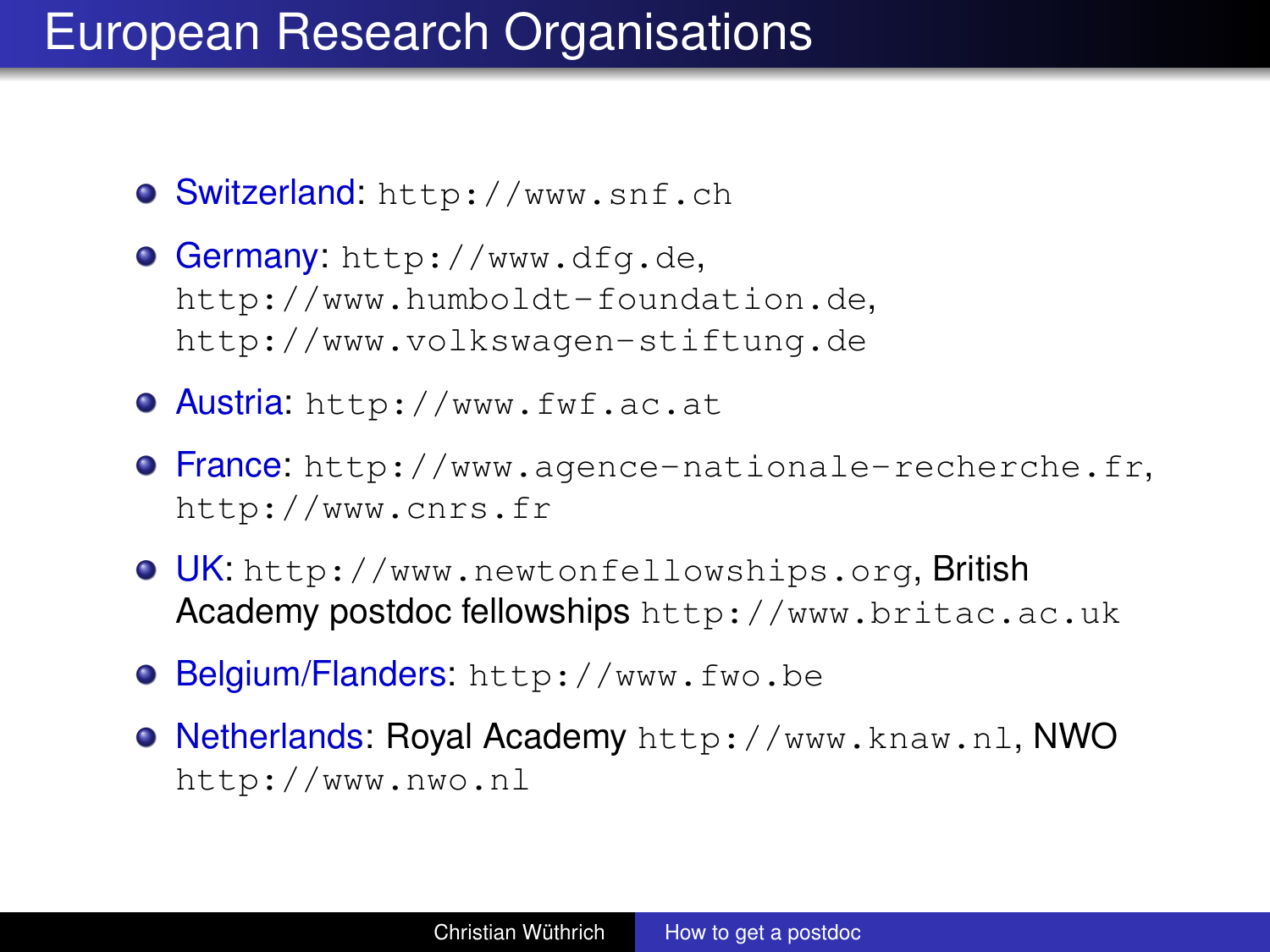# European Research Organisations

- Switzerland: http://www.snf.ch
- Germany: http://www.dfg.de, http://www.humboldt-foundation.de, http://www.volkswagen-stiftung.de
- Austria: http://www.fwf.ac.at
- France: http://www.agence-nationale-recherche.fr, http://www.cnrs.fr
- UK: http://www.newtonfellowships.org, British Academy postdoc fellowships http://www.britac.ac.uk
- Belgium/Flanders: http://www.fwo.be
- Netherlands: Royal Academy http://www.knaw.nl, NWO http://www.nwo.nl